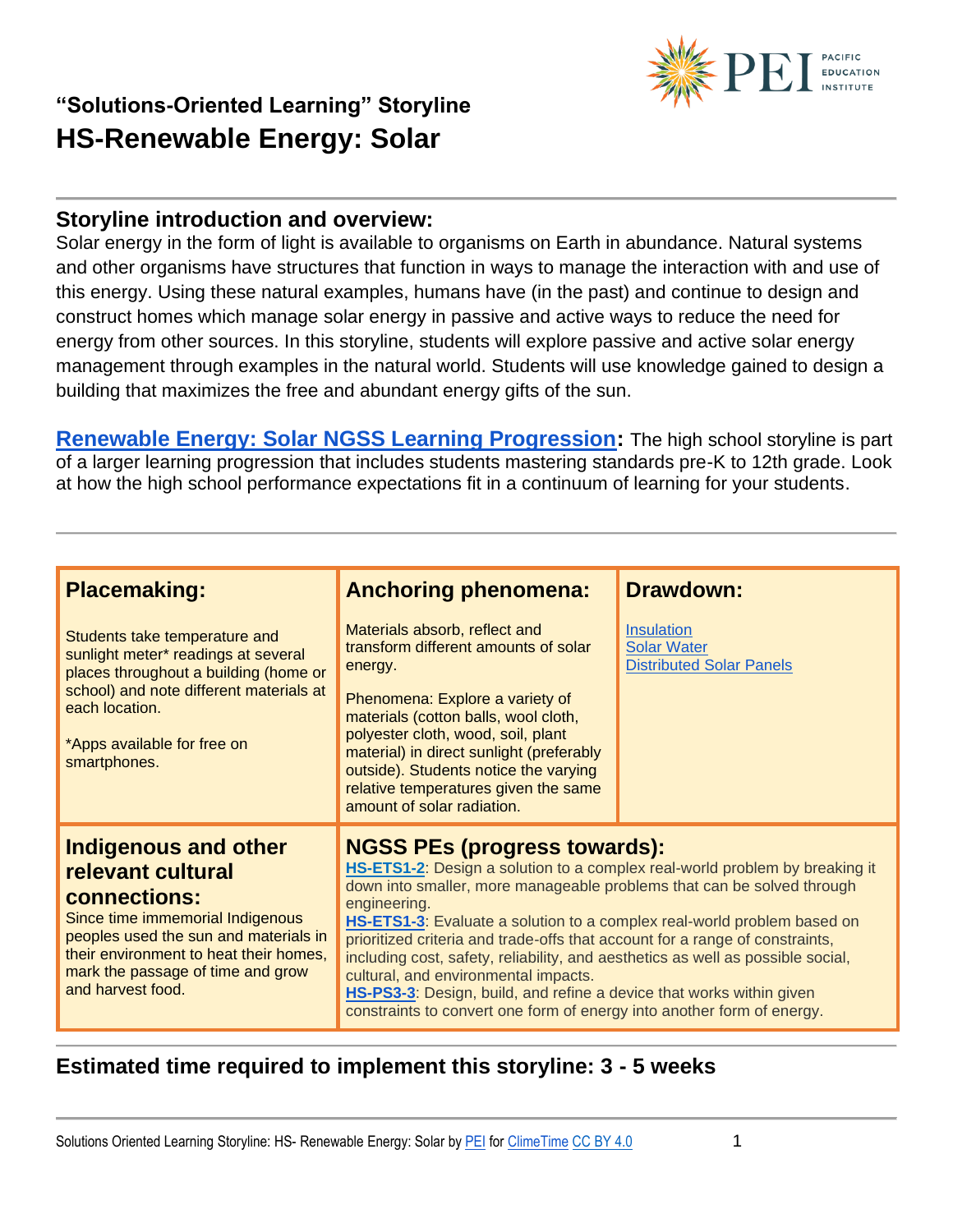### "Solutions-Oriented Learning" Storyline

# HS-Renewable Energy: Solar

## Storyline introduction and overview:

Solar energy in the form of light is available to organisms on Earth in abundance. Natural systems and other organisms have structures that function in ways to manage the interaction with and use of this energy. Using these natural examples, humans have (in the past) and continue to design and construct homes which manage solar energy in passive and active ways to reduce the need for energy from other sources. In this storyline, students will explore passive and active solar energy management through examples in the natural world. Students will use knowledge gained to design a building that maximizes the free and abundant energy gifts of the sun.

**Renewable Energy: Solar NGSS Learning Progression:** The high school storyline is part of a larger learning progression that includes students mastering standards pre-K to 12th grade. Look at how the high school performance expectations fit in a continuum of learning for your students.

| Placemaking: | Anchoring phenomena: | Drawdown: |
|---|---|---|
| Students take temperature and sunlight meter* readings at several places throughout a building (home or school) and note different materials at each location.<br><br>*Apps available for free on smartphones. | Materials absorb, reflect and transform different amounts of solar energy.<br><br>Phenomena: Explore a variety of materials (cotton balls, wool cloth, polyester cloth, wood, soil, plant material) in direct sunlight (preferably outside). Students notice the varying relative temperatures given the same amount of solar radiation. | Insulation<br>Solar Water<br>Distributed Solar Panels |
| **Indigenous and other relevant cultural connections:**<br>Since time immemorial Indigenous peoples used the sun and materials in their environment to heat their homes, mark the passage of time and grow and harvest food. | **NGSS PEs (progress towards):**<br>**HS-ETS1-2**: Design a solution to a complex real-world problem by breaking it down into smaller, more manageable problems that can be solved through engineering.<br>**HS-ETS1-3**: Evaluate a solution to a complex real-world problem based on prioritized criteria and trade-offs that account for a range of constraints, including cost, safety, reliability, and aesthetics as well as possible social, cultural, and environmental impacts.<br>**HS-PS3-3**: Design, build, and refine a device that works within given constraints to convert one form of energy into another form of energy. | |

## Estimated time required to implement this storyline: 3 - 5 weeks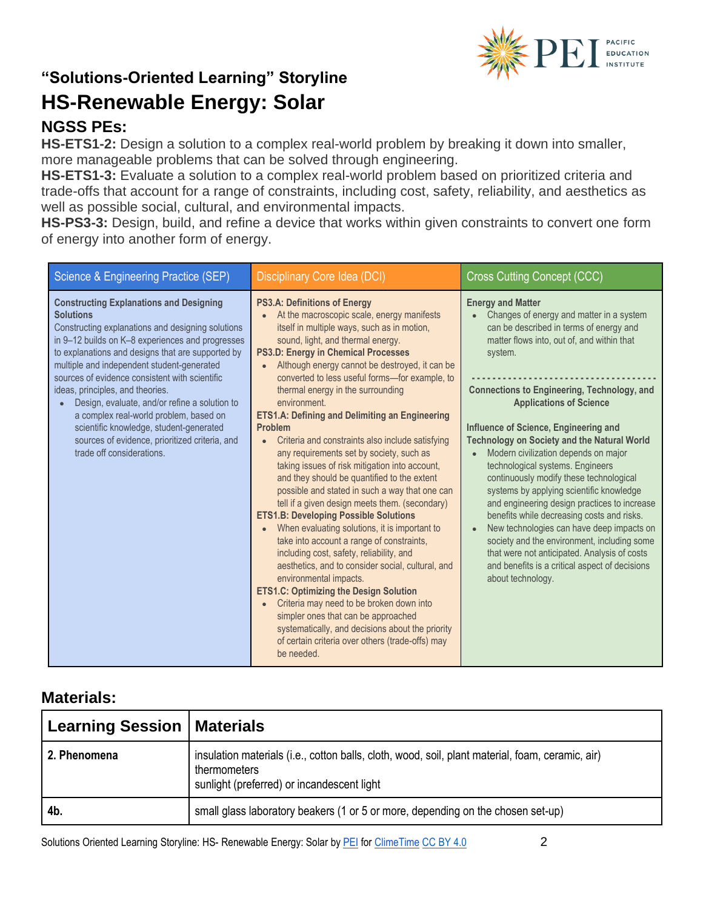## "Solutions-Oriented Learning" Storyline

# HS-Renewable Energy: Solar

## NGSS PEs:

**HS-ETS1-2:** Design a solution to a complex real-world problem by breaking it down into smaller, more manageable problems that can be solved through engineering.

**HS-ETS1-3:** Evaluate a solution to a complex real-world problem based on prioritized criteria and trade-offs that account for a range of constraints, including cost, safety, reliability, and aesthetics as well as possible social, cultural, and environmental impacts.

**HS-PS3-3:** Design, build, and refine a device that works within given constraints to convert one form of energy into another form of energy.

| Science & Engineering Practice (SEP) | Disciplinary Core Idea (DCI) | Cross Cutting Concept (CCC) |
|---|---|---|
| **Constructing Explanations and Designing Solutions**<br>Constructing explanations and designing solutions in 9–12 builds on K–8 experiences and progresses to explanations and designs that are supported by multiple and independent student-generated sources of evidence consistent with scientific ideas, principles, and theories.<br>• Design, evaluate, and/or refine a solution to a complex real-world problem, based on scientific knowledge, student-generated sources of evidence, prioritized criteria, and trade off considerations. | **PS3.A: Definitions of Energy**<br>• At the macroscopic scale, energy manifests itself in multiple ways, such as in motion, sound, light, and thermal energy.<br>**PS3.D: Energy in Chemical Processes**<br>• Although energy cannot be destroyed, it can be converted to less useful forms—for example, to thermal energy in the surrounding environment.<br>**ETS1.A: Defining and Delimiting an Engineering Problem**<br>• Criteria and constraints also include satisfying any requirements set by society, such as taking issues of risk mitigation into account, and they should be quantified to the extent possible and stated in such a way that one can tell if a given design meets them. (secondary)<br>**ETS1.B: Developing Possible Solutions**<br>• When evaluating solutions, it is important to take into account a range of constraints, including cost, safety, reliability, and aesthetics, and to consider social, cultural, and environmental impacts.<br>**ETS1.C: Optimizing the Design Solution**<br>• Criteria may need to be broken down into simpler ones that can be approached systematically, and decisions about the priority of certain criteria over others (trade-offs) may be needed. | **Energy and Matter**<br>• Changes of energy and matter in a system can be described in terms of energy and matter flows into, out of, and within that system.<br>- - - - - - - - - - - - - - - - - - - -<br>**Connections to Engineering, Technology, and Applications of Science**<br><br>**Influence of Science, Engineering and Technology on Society and the Natural World**<br>• Modern civilization depends on major technological systems. Engineers continuously modify these technological systems by applying scientific knowledge and engineering design practices to increase benefits while decreasing costs and risks.<br>• New technologies can have deep impacts on society and the environment, including some that were not anticipated. Analysis of costs and benefits is a critical aspect of decisions about technology. |

## Materials:

| Learning Session | Materials |
|---|---|
| **2. Phenomena** | insulation materials (i.e., cotton balls, cloth, wood, soil, plant material, foam, ceramic, air)<br>thermometers<br>sunlight (preferred) or incandescent light |
| **4b.** | small glass laboratory beakers (1 or 5 or more, depending on the chosen set-up) |

Solutions Oriented Learning Storyline: HS- Renewable Energy: Solar by PEI for ClimeTime CC BY 4.0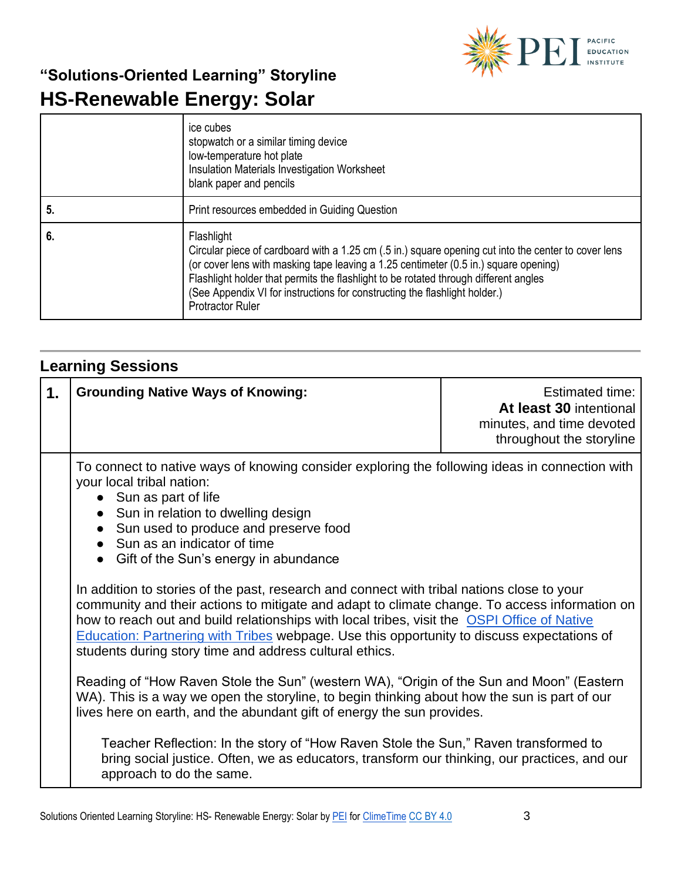# "Solutions-Oriented Learning" Storyline

# HS-Renewable Energy: Solar

| | |
|---|---|
| | ice cubes<br>stopwatch or a similar timing device<br>low-temperature hot plate<br>Insulation Materials Investigation Worksheet<br>blank paper and pencils |
| **5.** | Print resources embedded in Guiding Question |
| **6.** | Flashlight<br>Circular piece of cardboard with a 1.25 cm (.5 in.) square opening cut into the center to cover lens (or cover lens with masking tape leaving a 1.25 centimeter (0.5 in.) square opening)<br>Flashlight holder that permits the flashlight to be rotated through different angles<br>(See Appendix VI for instructions for constructing the flashlight holder.)<br>Protractor Ruler |

## Learning Sessions

| **1.** | **Grounding Native Ways of Knowing:** | Estimated time: **At least 30** intentional minutes, and time devoted throughout the storyline |
|---|---|---|

To connect to native ways of knowing consider exploring the following ideas in connection with your local tribal nation:

- Sun as part of life
- Sun in relation to dwelling design
- Sun used to produce and preserve food
- Sun as an indicator of time
- Gift of the Sun's energy in abundance

In addition to stories of the past, research and connect with tribal nations close to your community and their actions to mitigate and adapt to climate change. To access information on how to reach out and build relationships with local tribes, visit the OSPI Office of Native Education: Partnering with Tribes webpage. Use this opportunity to discuss expectations of students during story time and address cultural ethics.

Reading of "How Raven Stole the Sun" (western WA), "Origin of the Sun and Moon" (Eastern WA). This is a way we open the storyline, to begin thinking about how the sun is part of our lives here on earth, and the abundant gift of energy the sun provides.

> Teacher Reflection: In the story of "How Raven Stole the Sun," Raven transformed to bring social justice. Often, we as educators, transform our thinking, our practices, and our approach to do the same.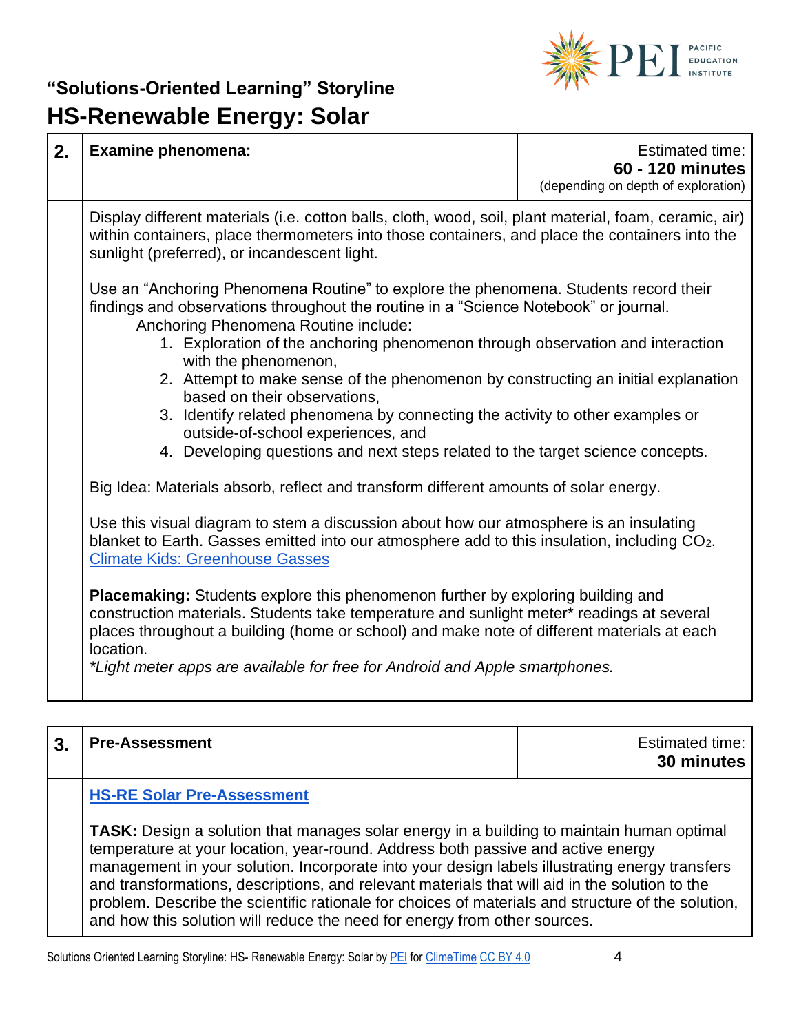## "Solutions-Oriented Learning" Storyline
# HS-Renewable Energy: Solar

| 2. | Examine phenomena: | Estimated time: **60 - 120 minutes** (depending on depth of exploration) |
|---|---|---|

Display different materials (i.e. cotton balls, cloth, wood, soil, plant material, foam, ceramic, air) within containers, place thermometers into those containers, and place the containers into the sunlight (preferred), or incandescent light.

Use an "Anchoring Phenomena Routine" to explore the phenomena. Students record their findings and observations throughout the routine in a "Science Notebook" or journal.

Anchoring Phenomena Routine include:

1. Exploration of the anchoring phenomenon through observation and interaction with the phenomenon,
2. Attempt to make sense of the phenomenon by constructing an initial explanation based on their observations,
3. Identify related phenomena by connecting the activity to other examples or outside-of-school experiences, and
4. Developing questions and next steps related to the target science concepts.

Big Idea: Materials absorb, reflect and transform different amounts of solar energy.

Use this visual diagram to stem a discussion about how our atmosphere is an insulating blanket to Earth. Gasses emitted into our atmosphere add to this insulation, including $CO_2$. Climate Kids: Greenhouse Gasses

**Placemaking:** Students explore this phenomenon further by exploring building and construction materials. Students take temperature and sunlight meter* readings at several places throughout a building (home or school) and make note of different materials at each location.

*\*Light meter apps are available for free for Android and Apple smartphones.*

| 3. | Pre-Assessment | Estimated time: **30 minutes** |
|---|---|---|

**HS-RE Solar Pre-Assessment**

**TASK:** Design a solution that manages solar energy in a building to maintain human optimal temperature at your location, year-round. Address both passive and active energy management in your solution. Incorporate into your design labels illustrating energy transfers and transformations, descriptions, and relevant materials that will aid in the solution to the problem. Describe the scientific rationale for choices of materials and structure of the solution, and how this solution will reduce the need for energy from other sources.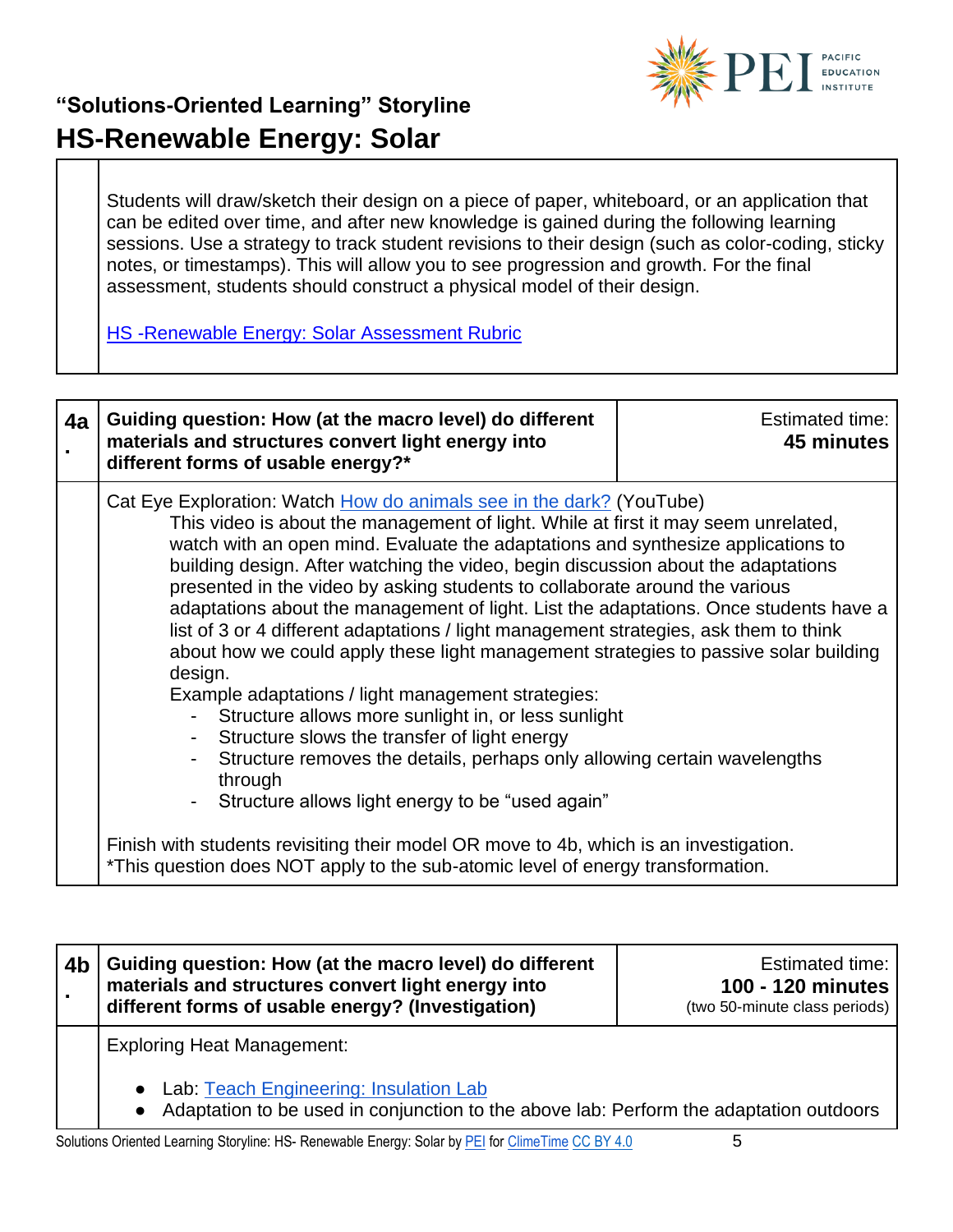Students will draw/sketch their design on a piece of paper, whiteboard, or an application that can be edited over time, and after new knowledge is gained during the following learning sessions. Use a strategy to track student revisions to their design (such as color-coding, sticky notes, or timestamps). This will allow you to see progression and growth. For the final assessment, students should construct a physical model of their design.

[HS -Renewable Energy: Solar Assessment Rubric]

| 4a. | **Guiding question: How (at the macro level) do different materials and structures convert light energy into different forms of usable energy?*** | Estimated time: **45 minutes** |
|---|---|---|

Cat Eye Exploration: Watch [How do animals see in the dark?] (YouTube)

This video is about the management of light. While at first it may seem unrelated, watch with an open mind. Evaluate the adaptations and synthesize applications to building design. After watching the video, begin discussion about the adaptations presented in the video by asking students to collaborate around the various adaptations about the management of light. List the adaptations. Once students have a list of 3 or 4 different adaptations / light management strategies, ask them to think about how we could apply these light management strategies to passive solar building design.

Example adaptations / light management strategies:

- Structure allows more sunlight in, or less sunlight
- Structure slows the transfer of light energy
- Structure removes the details, perhaps only allowing certain wavelengths through
- Structure allows light energy to be "used again"

Finish with students revisiting their model OR move to 4b, which is an investigation.
*This question does NOT apply to the sub-atomic level of energy transformation.

| 4b. | **Guiding question: How (at the macro level) do different materials and structures convert light energy into different forms of usable energy? (Investigation)** | Estimated time: **100 - 120 minutes** (two 50-minute class periods) |
|---|---|---|

Exploring Heat Management:

- Lab: [Teach Engineering: Insulation Lab]
- Adaptation to be used in conjunction to the above lab: Perform the adaptation outdoors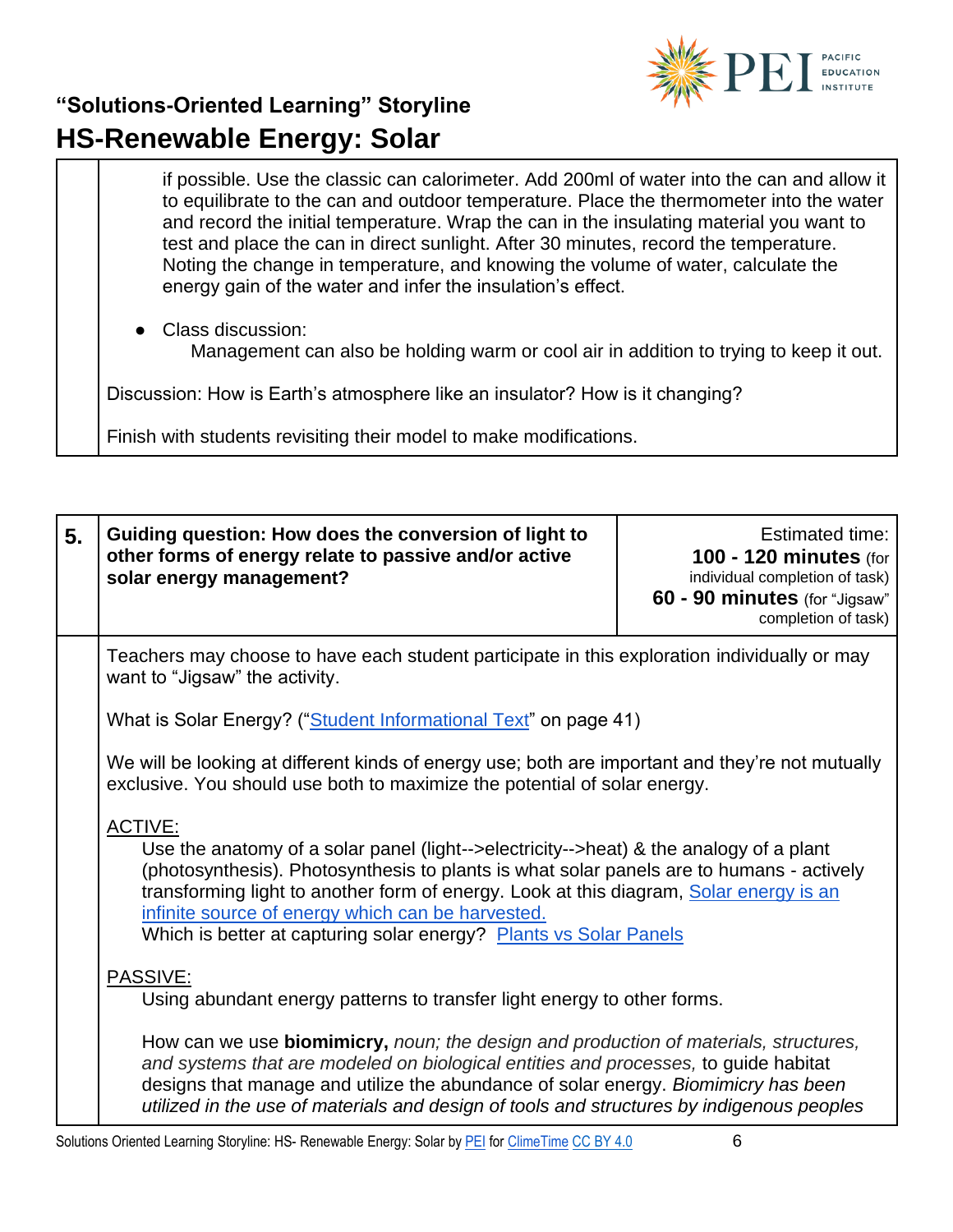if possible. Use the classic can calorimeter. Add 200ml of water into the can and allow it to equilibrate to the can and outdoor temperature. Place the thermometer into the water and record the initial temperature. Wrap the can in the insulating material you want to test and place the can in direct sunlight. After 30 minutes, record the temperature. Noting the change in temperature, and knowing the volume of water, calculate the energy gain of the water and infer the insulation's effect.

- Class discussion:
  Management can also be holding warm or cool air in addition to trying to keep it out.

Discussion: How is Earth's atmosphere like an insulator? How is it changing?

Finish with students revisiting their model to make modifications.

| 5. | **Guiding question: How does the conversion of light to other forms of energy relate to passive and/or active solar energy management?** | Estimated time: **100 - 120 minutes** (for individual completion of task) **60 - 90 minutes** (for "Jigsaw" completion of task) |
|---|---|---|

Teachers may choose to have each student participate in this exploration individually or may want to "Jigsaw" the activity.

What is Solar Energy? ("[Student Informational Text]" on page 41)

We will be looking at different kinds of energy use; both are important and they're not mutually exclusive. You should use both to maximize the potential of solar energy.

ACTIVE:

Use the anatomy of a solar panel (light-->electricity-->heat) & the analogy of a plant (photosynthesis). Photosynthesis to plants is what solar panels are to humans - actively transforming light to another form of energy. Look at this diagram, [Solar energy is an infinite source of energy which can be harvested.]
Which is better at capturing solar energy? [Plants vs Solar Panels]

PASSIVE:

Using abundant energy patterns to transfer light energy to other forms.

How can we use **biomimicry,** *noun; the design and production of materials, structures, and systems that are modeled on biological entities and processes,* to guide habitat designs that manage and utilize the abundance of solar energy. *Biomimicry has been utilized in the use of materials and design of tools and structures by indigenous peoples*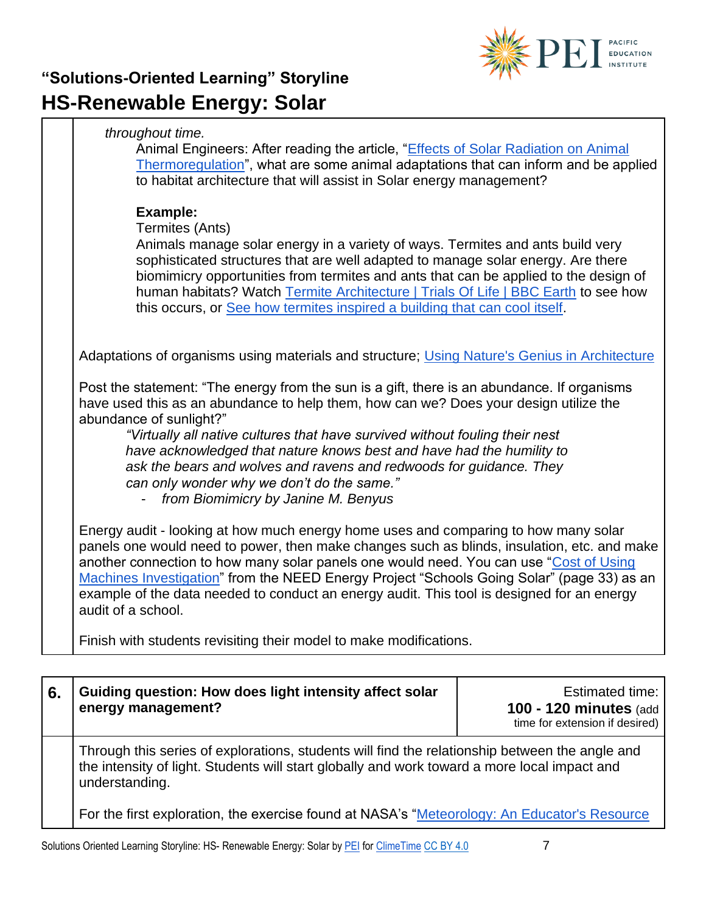*throughout time.*

Animal Engineers: After reading the article, "Effects of Solar Radiation on Animal Thermoregulation", what are some animal adaptations that can inform and be applied to habitat architecture that will assist in Solar energy management?

**Example:**

Termites (Ants)

Animals manage solar energy in a variety of ways. Termites and ants build very sophisticated structures that are well adapted to manage solar energy. Are there biomimicry opportunities from termites and ants that can be applied to the design of human habitats? Watch Termite Architecture | Trials Of Life | BBC Earth to see how this occurs, or See how termites inspired a building that can cool itself.

Adaptations of organisms using materials and structure; Using Nature's Genius in Architecture

Post the statement: "The energy from the sun is a gift, there is an abundance. If organisms have used this as an abundance to help them, how can we? Does your design utilize the abundance of sunlight?"

> *"Virtually all native cultures that have survived without fouling their nest have acknowledged that nature knows best and have had the humility to ask the bears and wolves and ravens and redwoods for guidance. They can only wonder why we don't do the same."*
>
> - *from Biomimicry by Janine M. Benyus*

Energy audit - looking at how much energy home uses and comparing to how many solar panels one would need to power, then make changes such as blinds, insulation, etc. and make another connection to how many solar panels one would need. You can use "Cost of Using Machines Investigation" from the NEED Energy Project "Schools Going Solar" (page 33) as an example of the data needed to conduct an energy audit. This tool is designed for an energy audit of a school.

Finish with students revisiting their model to make modifications.

| 6. | **Guiding question: How does light intensity affect solar energy management?** | Estimated time: **100 - 120 minutes** (add time for extension if desired) |
|---|---|---|
| | Through this series of explorations, students will find the relationship between the angle and the intensity of light. Students will start globally and work toward a more local impact and understanding.<br><br>For the first exploration, the exercise found at NASA's "Meteorology: An Educator's Resource | |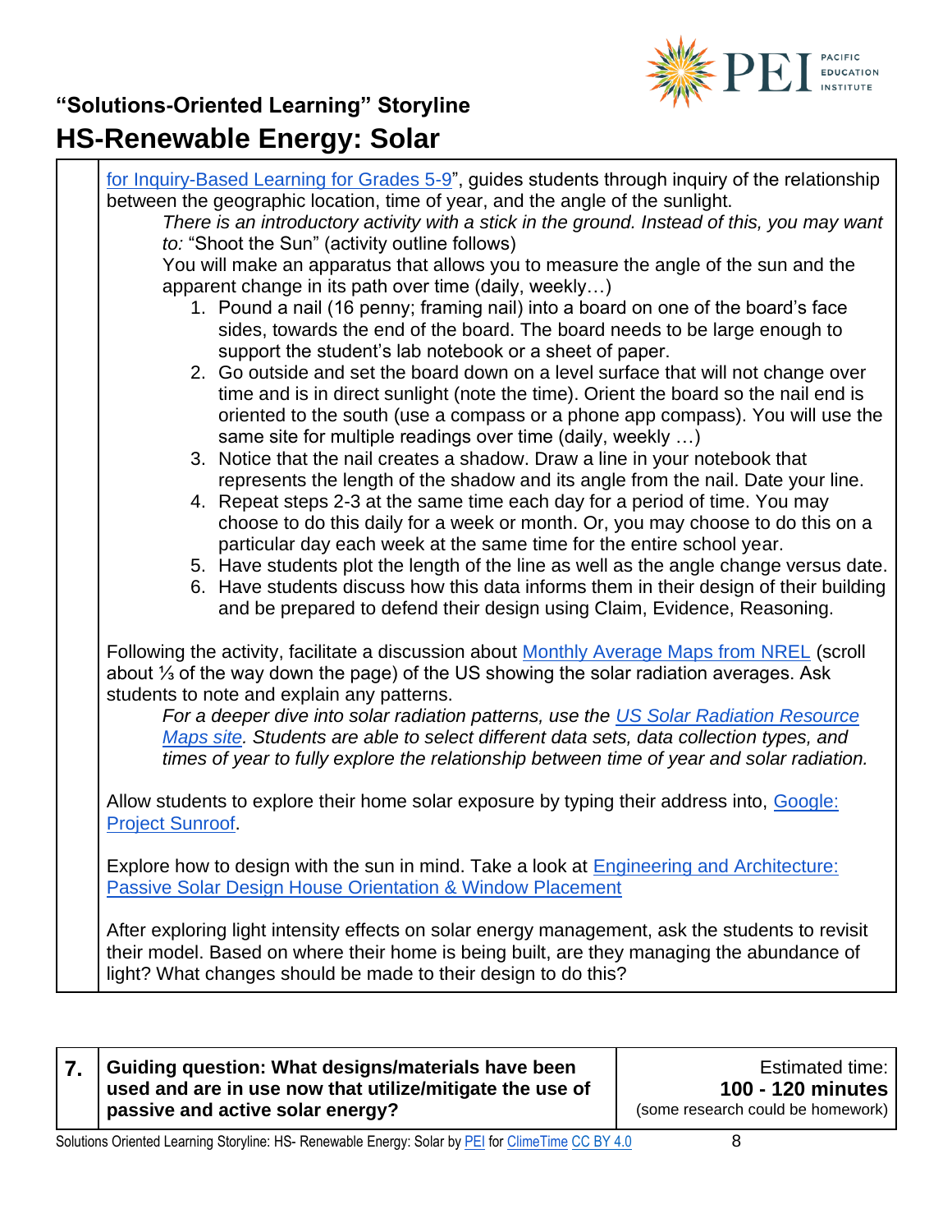for Inquiry-Based Learning for Grades 5-9", guides students through inquiry of the relationship between the geographic location, time of year, and the angle of the sunlight.

*There is an introductory activity with a stick in the ground. Instead of this, you may want to:* "Shoot the Sun" (activity outline follows)

You will make an apparatus that allows you to measure the angle of the sun and the apparent change in its path over time (daily, weekly…)

1. Pound a nail (16 penny; framing nail) into a board on one of the board's face sides, towards the end of the board. The board needs to be large enough to support the student's lab notebook or a sheet of paper.
2. Go outside and set the board down on a level surface that will not change over time and is in direct sunlight (note the time). Orient the board so the nail end is oriented to the south (use a compass or a phone app compass). You will use the same site for multiple readings over time (daily, weekly …)
3. Notice that the nail creates a shadow. Draw a line in your notebook that represents the length of the shadow and its angle from the nail. Date your line.
4. Repeat steps 2-3 at the same time each day for a period of time. You may choose to do this daily for a week or month. Or, you may choose to do this on a particular day each week at the same time for the entire school year.
5. Have students plot the length of the line as well as the angle change versus date.
6. Have students discuss how this data informs them in their design of their building and be prepared to defend their design using Claim, Evidence, Reasoning.

Following the activity, facilitate a discussion about Monthly Average Maps from NREL (scroll about ⅓ of the way down the page) of the US showing the solar radiation averages. Ask students to note and explain any patterns.

*For a deeper dive into solar radiation patterns, use the US Solar Radiation Resource Maps site. Students are able to select different data sets, data collection types, and times of year to fully explore the relationship between time of year and solar radiation.*

Allow students to explore their home solar exposure by typing their address into, Google: Project Sunroof.

Explore how to design with the sun in mind. Take a look at Engineering and Architecture: Passive Solar Design House Orientation & Window Placement

After exploring light intensity effects on solar energy management, ask the students to revisit their model. Based on where their home is being built, are they managing the abundance of light? What changes should be made to their design to do this?

| 7. | **Guiding question: What designs/materials have been used and are in use now that utilize/mitigate the use of passive and active solar energy?** | Estimated time: **100 - 120 minutes** (some research could be homework) |
|---|---|---|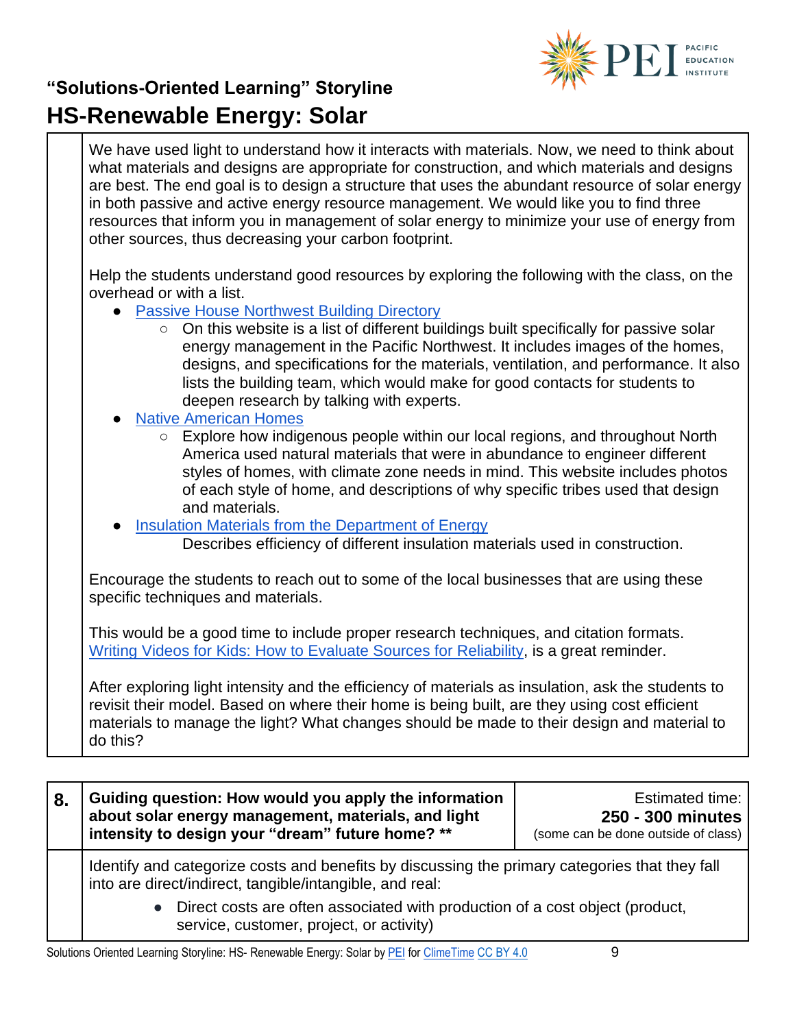We have used light to understand how it interacts with materials. Now, we need to think about what materials and designs are appropriate for construction, and which materials and designs are best. The end goal is to design a structure that uses the abundant resource of solar energy in both passive and active energy resource management. We would like you to find three resources that inform you in management of solar energy to minimize your use of energy from other sources, thus decreasing your carbon footprint.

Help the students understand good resources by exploring the following with the class, on the overhead or with a list.

- Passive House Northwest Building Directory
  - On this website is a list of different buildings built specifically for passive solar energy management in the Pacific Northwest. It includes images of the homes, designs, and specifications for the materials, ventilation, and performance. It also lists the building team, which would make for good contacts for students to deepen research by talking with experts.
- Native American Homes
  - Explore how indigenous people within our local regions, and throughout North America used natural materials that were in abundance to engineer different styles of homes, with climate zone needs in mind. This website includes photos of each style of home, and descriptions of why specific tribes used that design and materials.
- Insulation Materials from the Department of Energy

  Describes efficiency of different insulation materials used in construction.

Encourage the students to reach out to some of the local businesses that are using these specific techniques and materials.

This would be a good time to include proper research techniques, and citation formats. Writing Videos for Kids: How to Evaluate Sources for Reliability, is a great reminder.

After exploring light intensity and the efficiency of materials as insulation, ask the students to revisit their model. Based on where their home is being built, are they using cost efficient materials to manage the light? What changes should be made to their design and material to do this?

| 8. | **Guiding question: How would you apply the information about solar energy management, materials, and light intensity to design your "dream" future home? \*\*** | Estimated time: **250 - 300 minutes** (some can be done outside of class) |
|---|---|---|

Identify and categorize costs and benefits by discussing the primary categories that they fall into are direct/indirect, tangible/intangible, and real:

- Direct costs are often associated with production of a cost object (product, service, customer, project, or activity)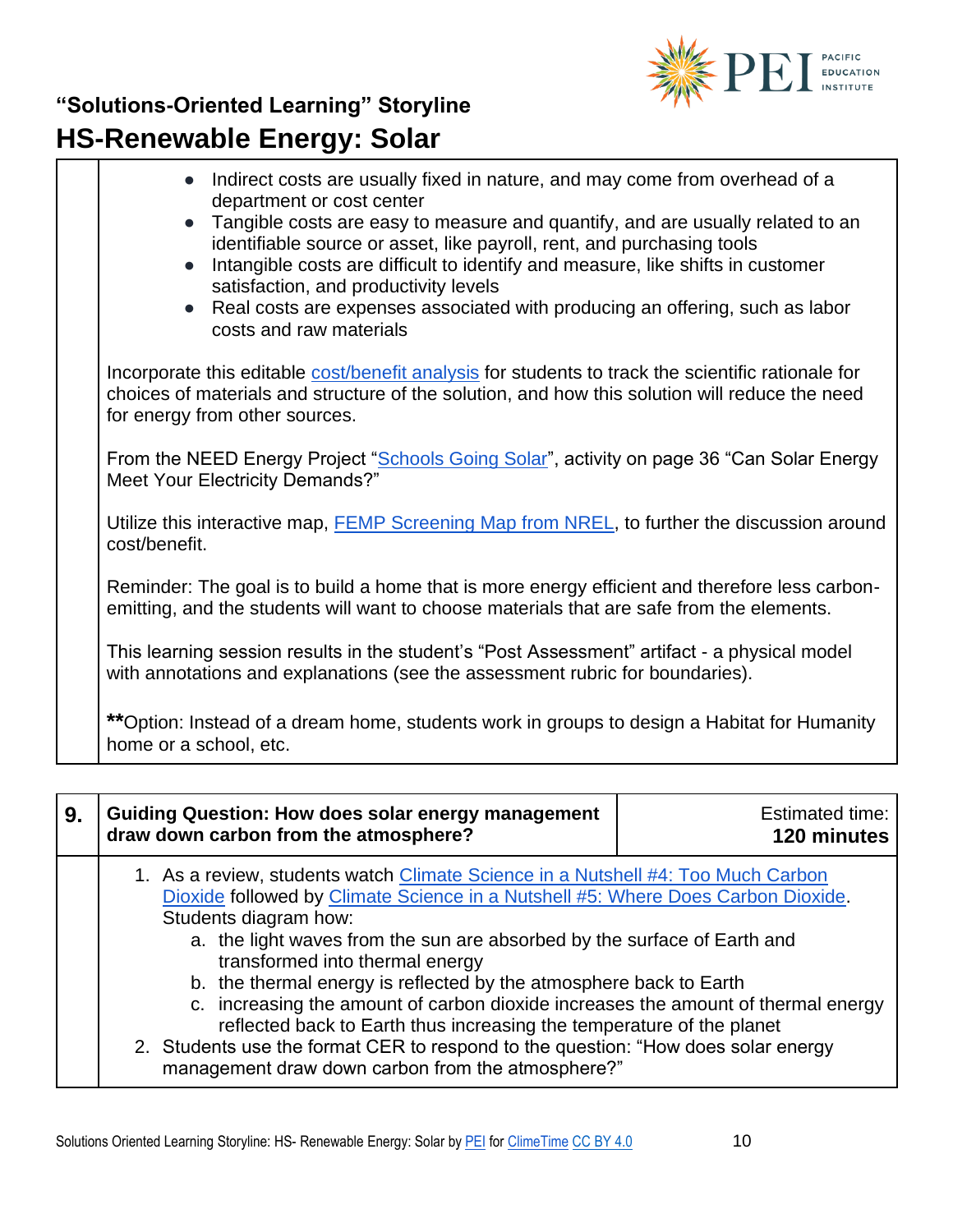- Indirect costs are usually fixed in nature, and may come from overhead of a department or cost center
- Tangible costs are easy to measure and quantify, and are usually related to an identifiable source or asset, like payroll, rent, and purchasing tools
- Intangible costs are difficult to identify and measure, like shifts in customer satisfaction, and productivity levels
- Real costs are expenses associated with producing an offering, such as labor costs and raw materials

Incorporate this editable cost/benefit analysis for students to track the scientific rationale for choices of materials and structure of the solution, and how this solution will reduce the need for energy from other sources.

From the NEED Energy Project "Schools Going Solar", activity on page 36 "Can Solar Energy Meet Your Electricity Demands?"

Utilize this interactive map, FEMP Screening Map from NREL, to further the discussion around cost/benefit.

Reminder: The goal is to build a home that is more energy efficient and therefore less carbon-emitting, and the students will want to choose materials that are safe from the elements.

This learning session results in the student's "Post Assessment" artifact - a physical model with annotations and explanations (see the assessment rubric for boundaries).

**Option: Instead of a dream home, students work in groups to design a Habitat for Humanity home or a school, etc.

| 9. | Guiding Question: How does solar energy management draw down carbon from the atmosphere? | Estimated time: **120 minutes** |
|---|---|---|

1. As a review, students watch Climate Science in a Nutshell #4: Too Much Carbon Dioxide followed by Climate Science in a Nutshell #5: Where Does Carbon Dioxide. Students diagram how:
   a. the light waves from the sun are absorbed by the surface of Earth and transformed into thermal energy
   b. the thermal energy is reflected by the atmosphere back to Earth
   c. increasing the amount of carbon dioxide increases the amount of thermal energy reflected back to Earth thus increasing the temperature of the planet
2. Students use the format CER to respond to the question: "How does solar energy management draw down carbon from the atmosphere?"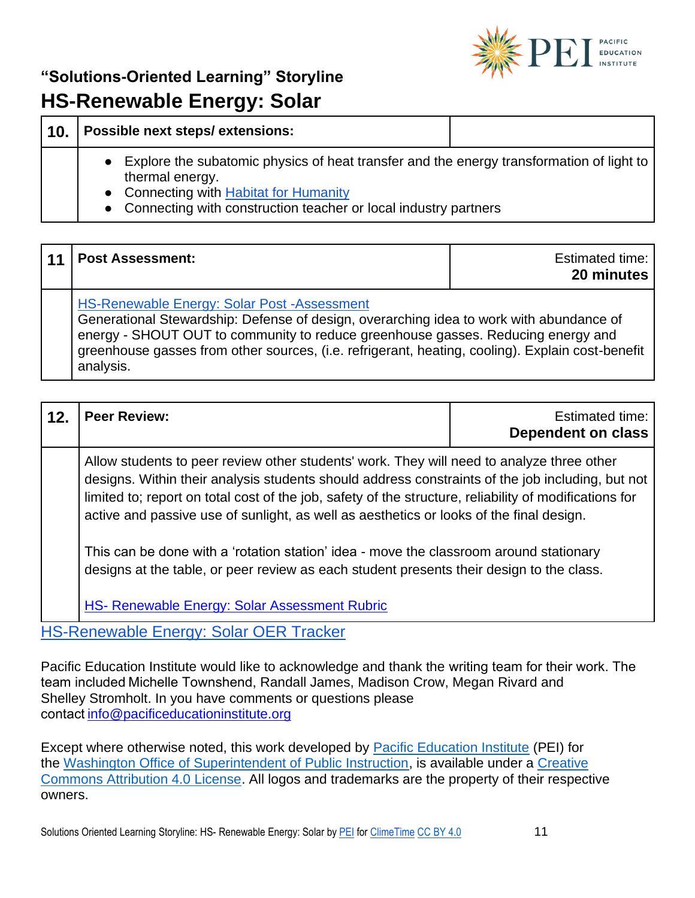# "Solutions-Oriented Learning" Storyline

## HS-Renewable Energy: Solar

| 10. | Possible next steps/ extensions: | |
|---|---|---|
| | • Explore the subatomic physics of heat transfer and the energy transformation of light to thermal energy.<br>• Connecting with Habitat for Humanity<br>• Connecting with construction teacher or local industry partners | |

| 11 | Post Assessment: | Estimated time: **20 minutes** |
|---|---|---|
| | HS-Renewable Energy: Solar Post -Assessment<br>Generational Stewardship: Defense of design, overarching idea to work with abundance of energy - SHOUT OUT to community to reduce greenhouse gasses. Reducing energy and greenhouse gasses from other sources, (i.e. refrigerant, heating, cooling). Explain cost-benefit analysis. | |

| 12. | Peer Review: | Estimated time: **Dependent on class** |
|---|---|---|
| | Allow students to peer review other students' work. They will need to analyze three other designs. Within their analysis students should address constraints of the job including, but not limited to; report on total cost of the job, safety of the structure, reliability of modifications for active and passive use of sunlight, as well as aesthetics or looks of the final design.<br><br>This can be done with a 'rotation station' idea - move the classroom around stationary designs at the table, or peer review as each student presents their design to the class.<br><br>HS- Renewable Energy: Solar Assessment Rubric | |

HS-Renewable Energy: Solar OER Tracker

Pacific Education Institute would like to acknowledge and thank the writing team for their work. The team included Michelle Townshend, Randall James, Madison Crow, Megan Rivard and Shelley Stromholt. In you have comments or questions please contact info@pacificeducationinstitute.org

Except where otherwise noted, this work developed by Pacific Education Institute (PEI) for the Washington Office of Superintendent of Public Instruction, is available under a Creative Commons Attribution 4.0 License. All logos and trademarks are the property of their respective owners.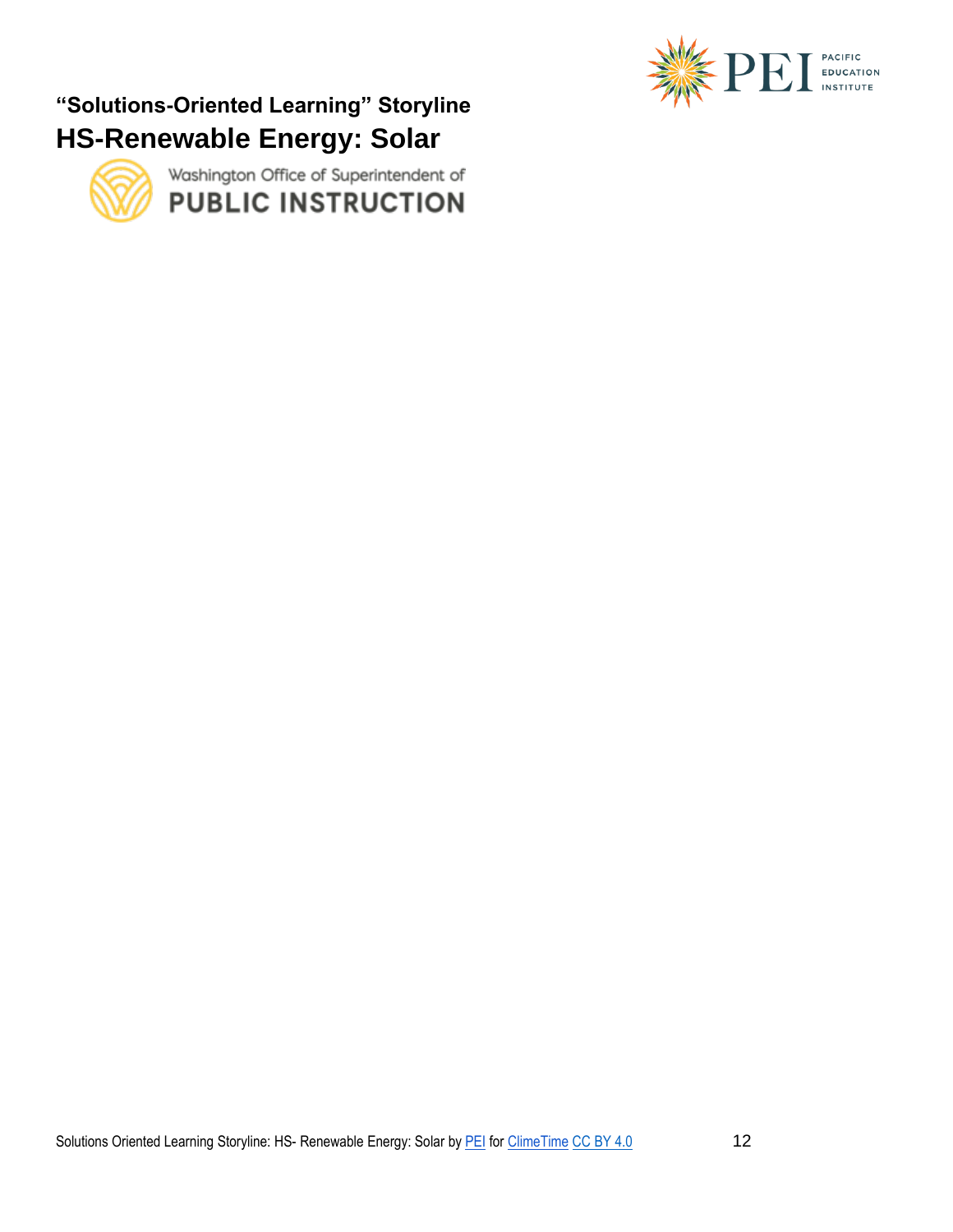**"Solutions-Oriented Learning" Storyline**

# HS-Renewable Energy: Solar

Washington Office of Superintendent of
PUBLIC INSTRUCTION